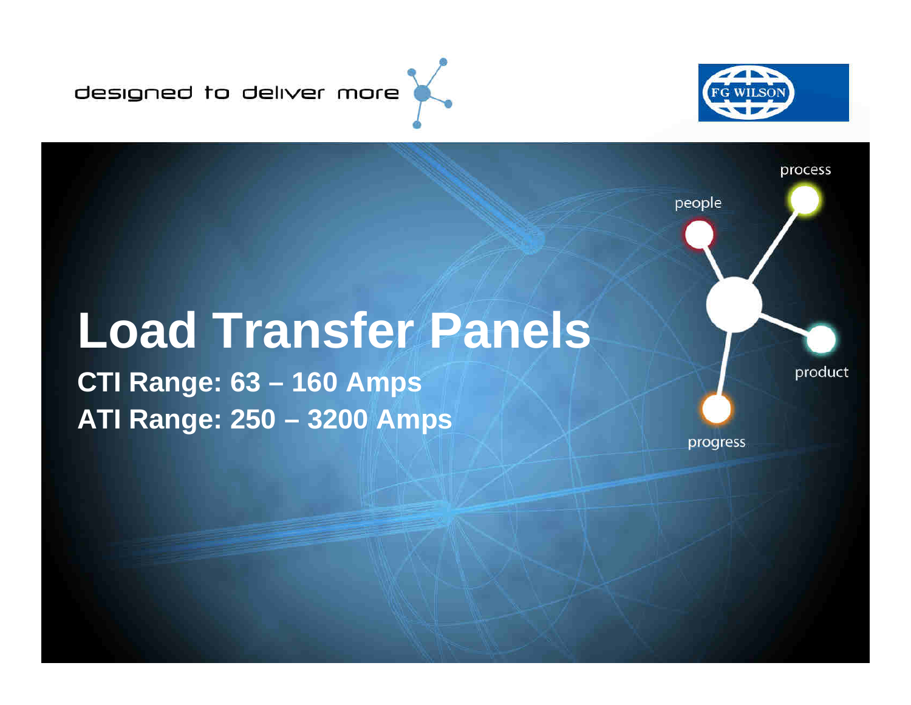designed to deliver more

FG WILSON

# Load Transfer Panels

**CTI Range: 63 – 160 Amps**

**ATI Range: 250 – 3200 Amps**

people

process

product

progress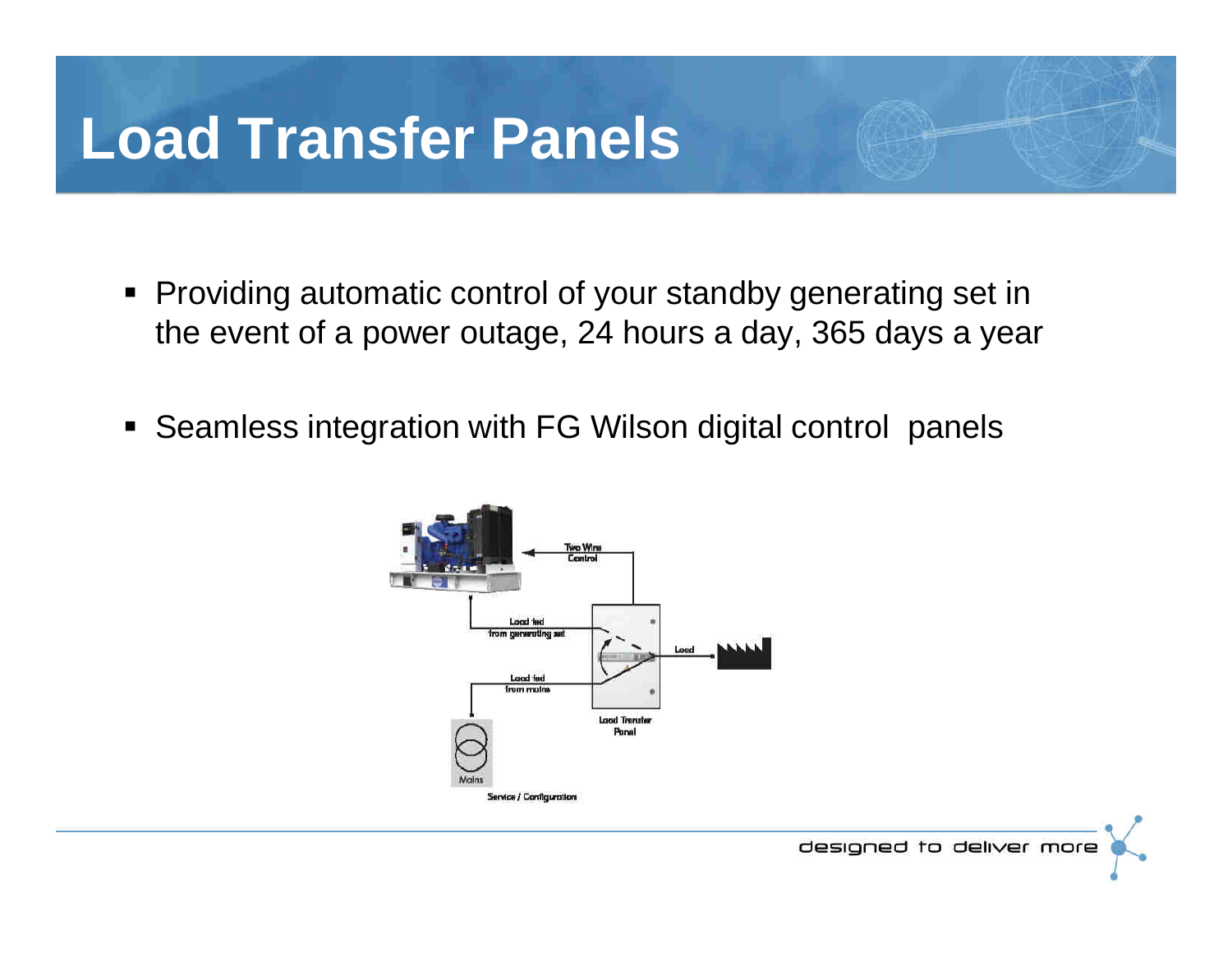# Load Transfer Panels

- Providing automatic control of your standby generating set in the event of a power outage, 24 hours a day, 365 days a year
- Seamless integration with FG Wilson digital control panels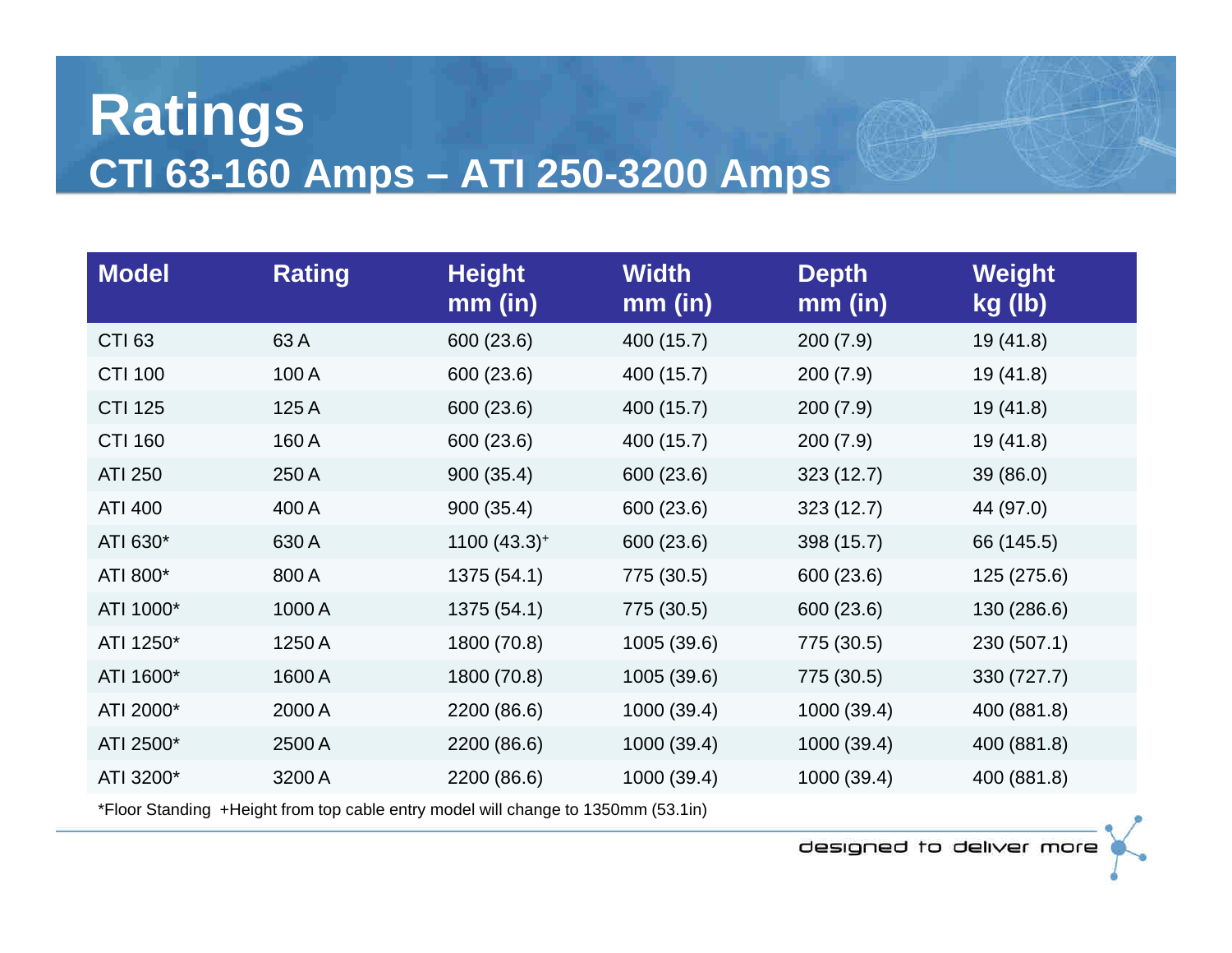# Ratings

## CTI 63-160 Amps – ATI 250-3200 Amps

| Model | Rating | Height mm (in) | Width mm (in) | Depth mm (in) | Weight kg (lb) |
|---|---|---|---|---|---|
| CTI 63 | 63 A | 600 (23.6) | 400 (15.7) | 200 (7.9) | 19 (41.8) |
| CTI 100 | 100 A | 600 (23.6) | 400 (15.7) | 200 (7.9) | 19 (41.8) |
| CTI 125 | 125 A | 600 (23.6) | 400 (15.7) | 200 (7.9) | 19 (41.8) |
| CTI 160 | 160 A | 600 (23.6) | 400 (15.7) | 200 (7.9) | 19 (41.8) |
| ATI 250 | 250 A | 900 (35.4) | 600 (23.6) | 323 (12.7) | 39 (86.0) |
| ATI 400 | 400 A | 900 (35.4) | 600 (23.6) | 323 (12.7) | 44 (97.0) |
| ATI 630* | 630 A | 1100 (43.3)+ | 600 (23.6) | 398 (15.7) | 66 (145.5) |
| ATI 800* | 800 A | 1375 (54.1) | 775 (30.5) | 600 (23.6) | 125 (275.6) |
| ATI 1000* | 1000 A | 1375 (54.1) | 775 (30.5) | 600 (23.6) | 130 (286.6) |
| ATI 1250* | 1250 A | 1800 (70.8) | 1005 (39.6) | 775 (30.5) | 230 (507.1) |
| ATI 1600* | 1600 A | 1800 (70.8) | 1005 (39.6) | 775 (30.5) | 330 (727.7) |
| ATI 2000* | 2000 A | 2200 (86.6) | 1000 (39.4) | 1000 (39.4) | 400 (881.8) |
| ATI 2500* | 2500 A | 2200 (86.6) | 1000 (39.4) | 1000 (39.4) | 400 (881.8) |
| ATI 3200* | 3200 A | 2200 (86.6) | 1000 (39.4) | 1000 (39.4) | 400 (881.8) |

*Floor Standing +Height from top cable entry model will change to 1350mm (53.1in)

designed to deliver more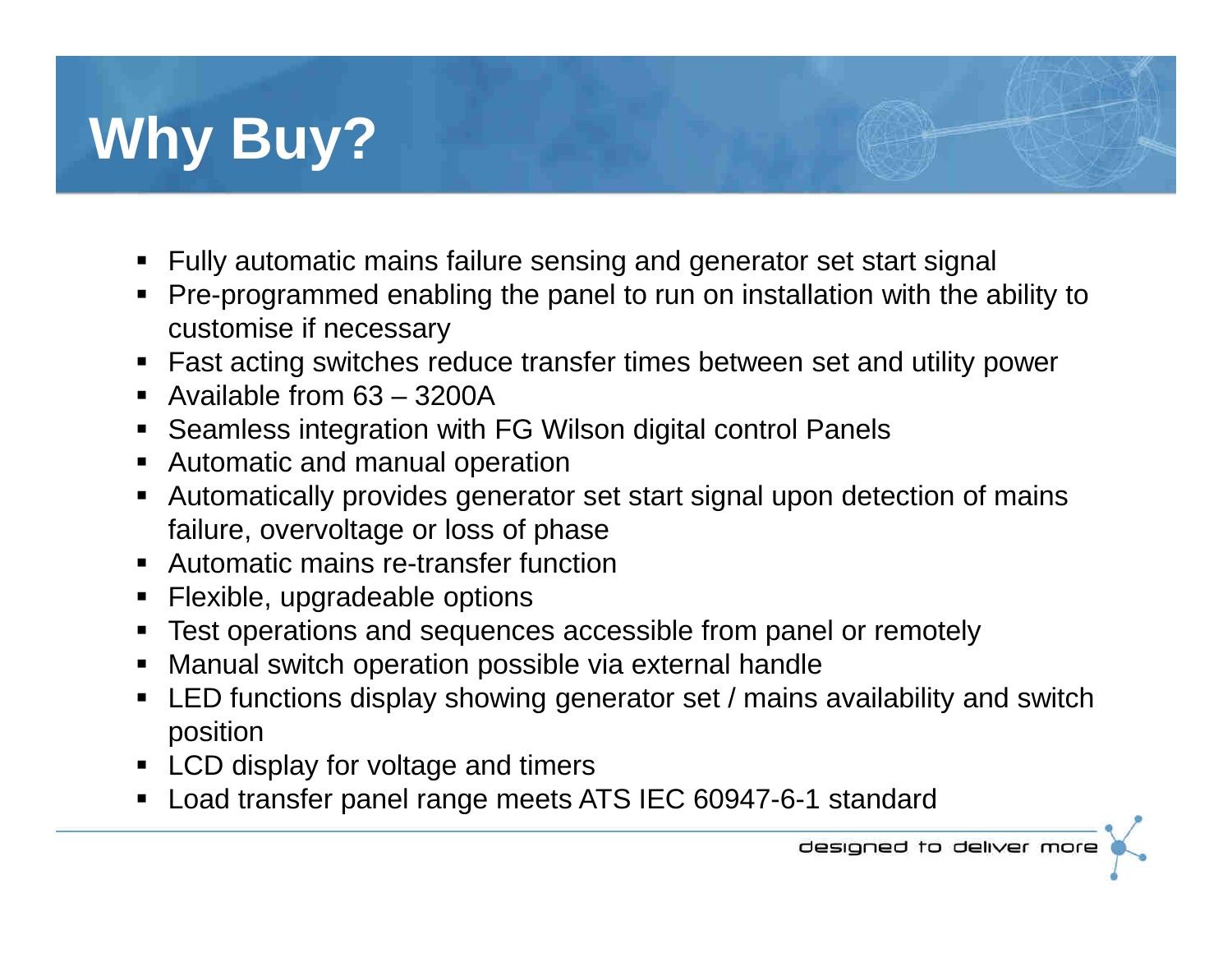# Why Buy?

- Fully automatic mains failure sensing and generator set start signal
- Pre-programmed enabling the panel to run on installation with the ability to customise if necessary
- Fast acting switches reduce transfer times between set and utility power
- Available from 63 – 3200A
- Seamless integration with FG Wilson digital control Panels
- Automatic and manual operation
- Automatically provides generator set start signal upon detection of mains failure, overvoltage or loss of phase
- Automatic mains re-transfer function
- Flexible, upgradeable options
- Test operations and sequences accessible from panel or remotely
- Manual switch operation possible via external handle
- LED functions display showing generator set / mains availability and switch position
- LCD display for voltage and timers
- Load transfer panel range meets ATS IEC 60947-6-1 standard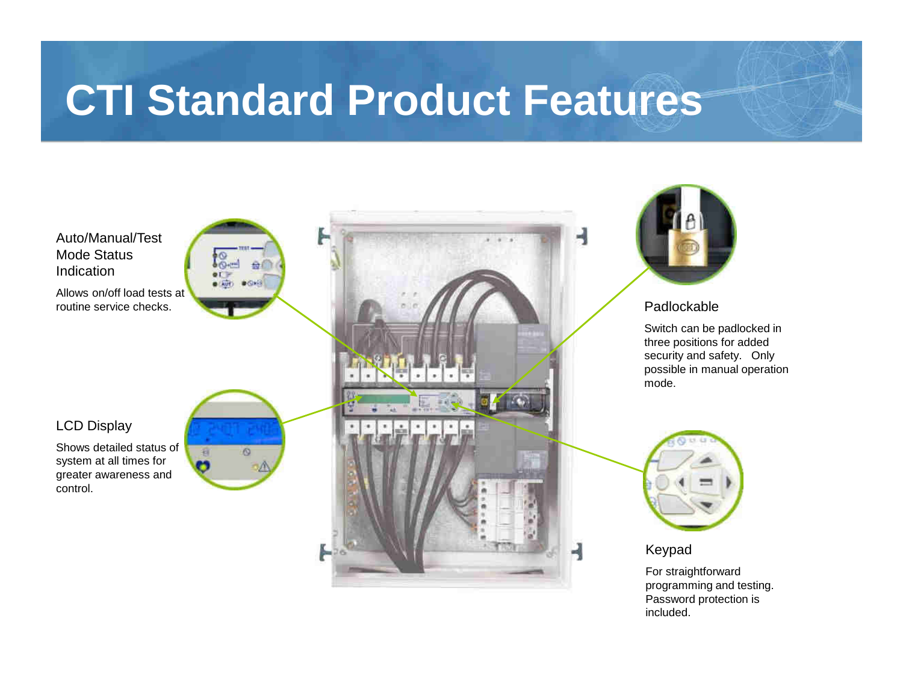# CTI Standard Product Features

### Auto/Manual/Test Mode Status Indication

Allows on/off load tests at routine service checks.

### LCD Display

Shows detailed status of system at all times for greater awareness and control.

### Padlockable

Switch can be padlocked in three positions for added security and safety. Only possible in manual operation mode.

### Keypad

For straightforward programming and testing. Password protection is included.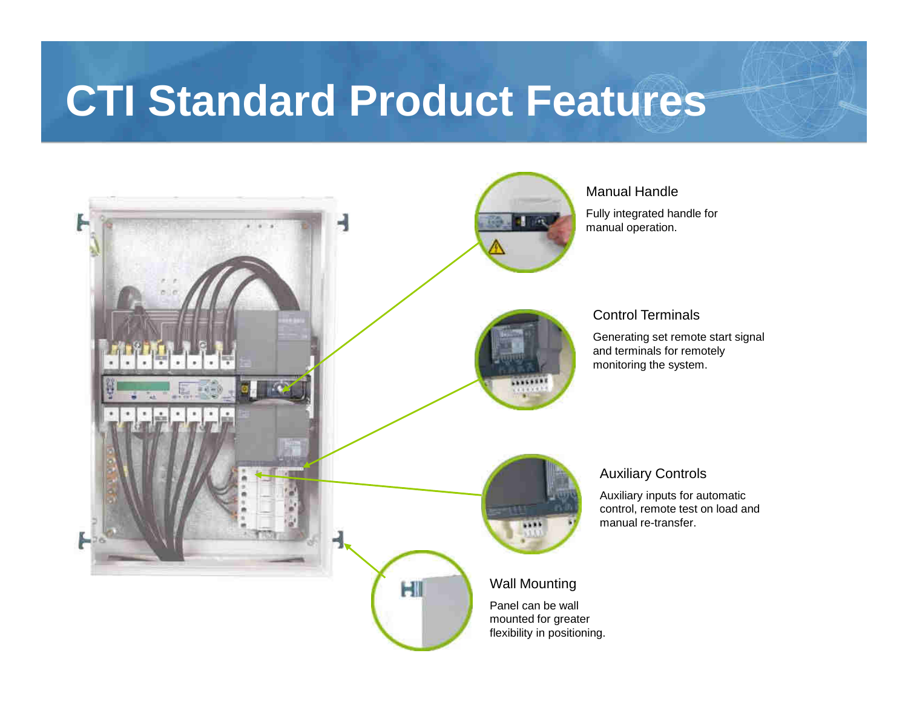# CTI Standard Product Features

### Manual Handle

Fully integrated handle for manual operation.

### Control Terminals

Generating set remote start signal and terminals for remotely monitoring the system.

### Auxiliary Controls

Auxiliary inputs for automatic control, remote test on load and manual re-transfer.

### Wall Mounting

Panel can be wall mounted for greater flexibility in positioning.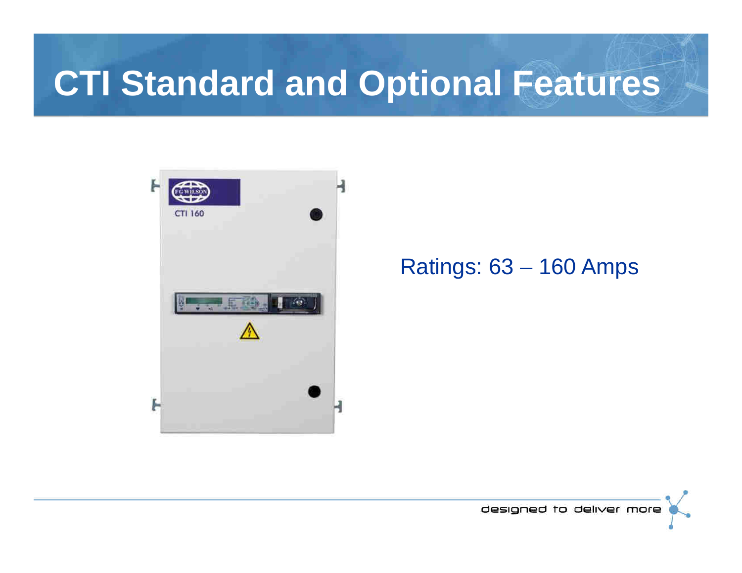# CTI Standard and Optional Features

Ratings: 63 – 160 Amps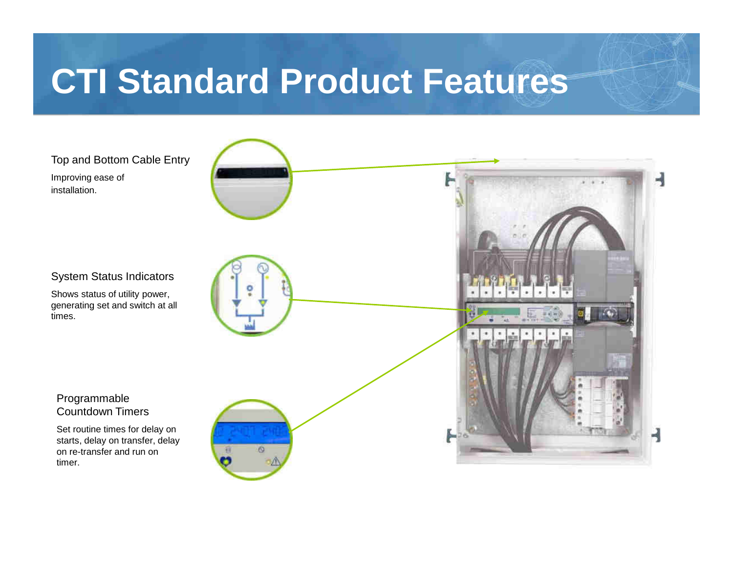# CTI Standard Product Features

### Top and Bottom Cable Entry

Improving ease of installation.

### System Status Indicators

Shows status of utility power, generating set and switch at all times.

### Programmable Countdown Timers

Set routine times for delay on starts, delay on transfer, delay on re-transfer and run on timer.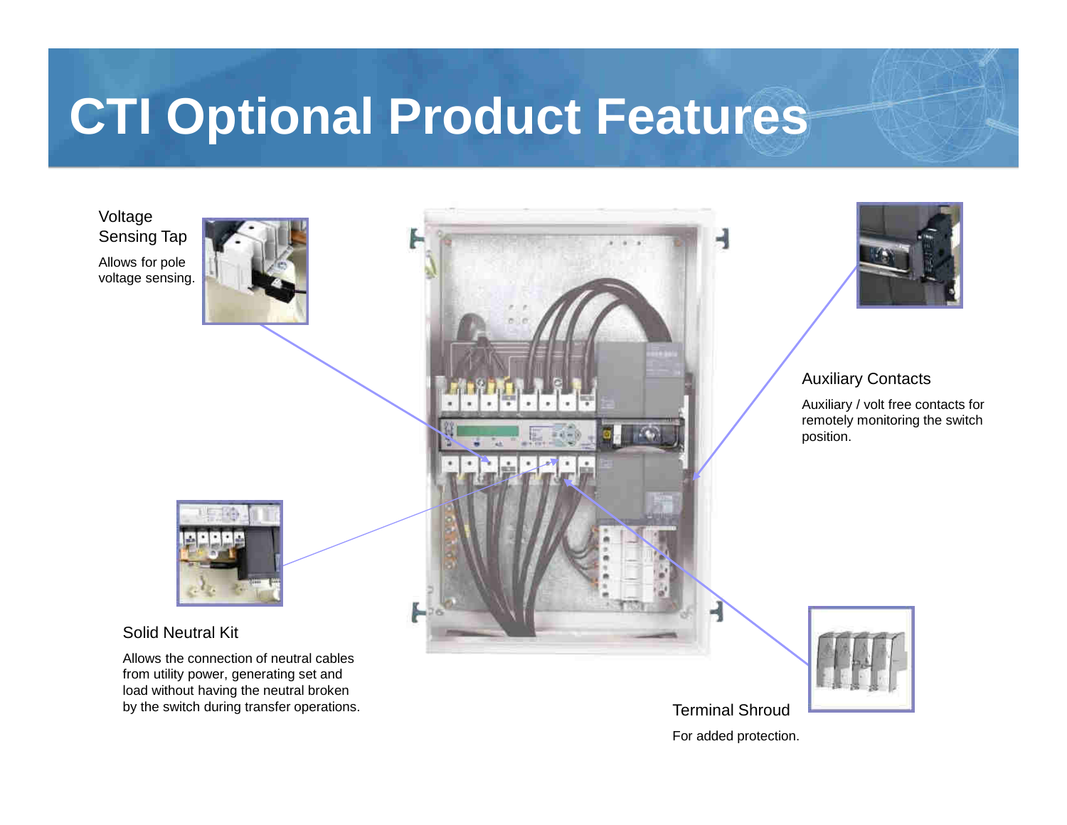# CTI Optional Product Features

## Voltage Sensing Tap

Allows for pole voltage sensing.

## Auxiliary Contacts

Auxiliary / volt free contacts for remotely monitoring the switch position.

## Solid Neutral Kit

Allows the connection of neutral cables from utility power, generating set and load without having the neutral broken by the switch during transfer operations.

## Terminal Shroud

For added protection.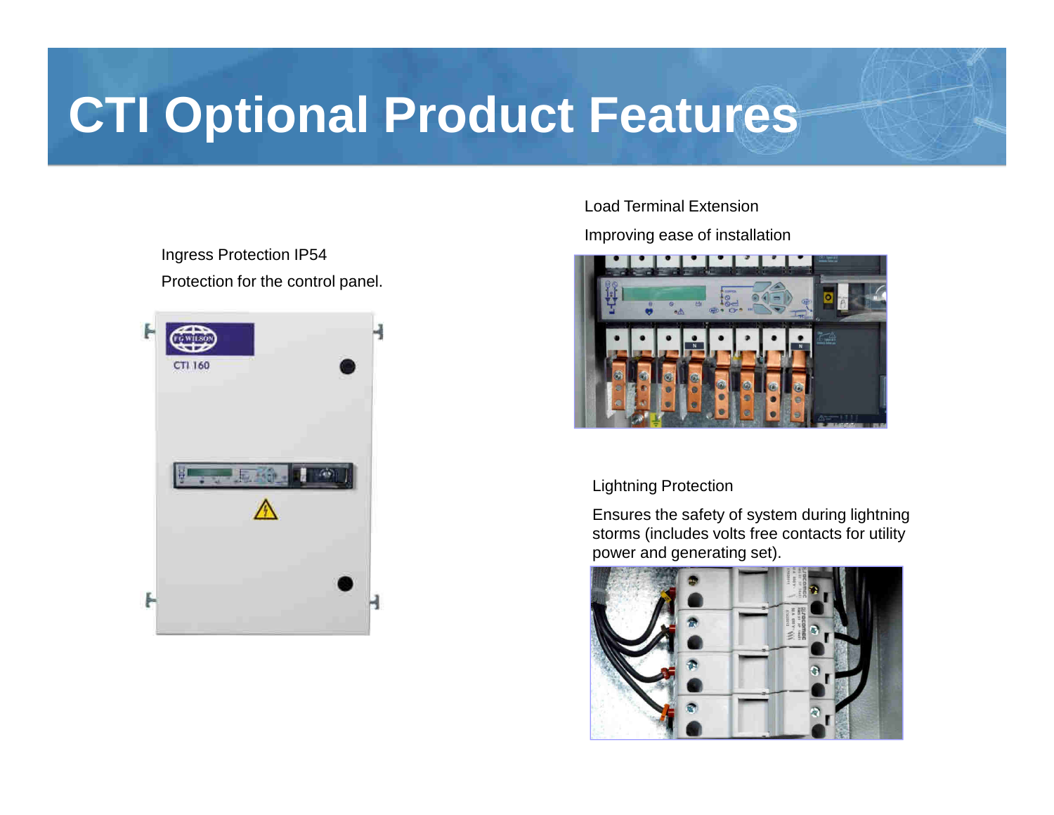# CTI Optional Product Features

Ingress Protection IP54

Protection for the control panel.

Load Terminal Extension

Improving ease of installation

Lightning Protection

Ensures the safety of system during lightning storms (includes volts free contacts for utility power and generating set).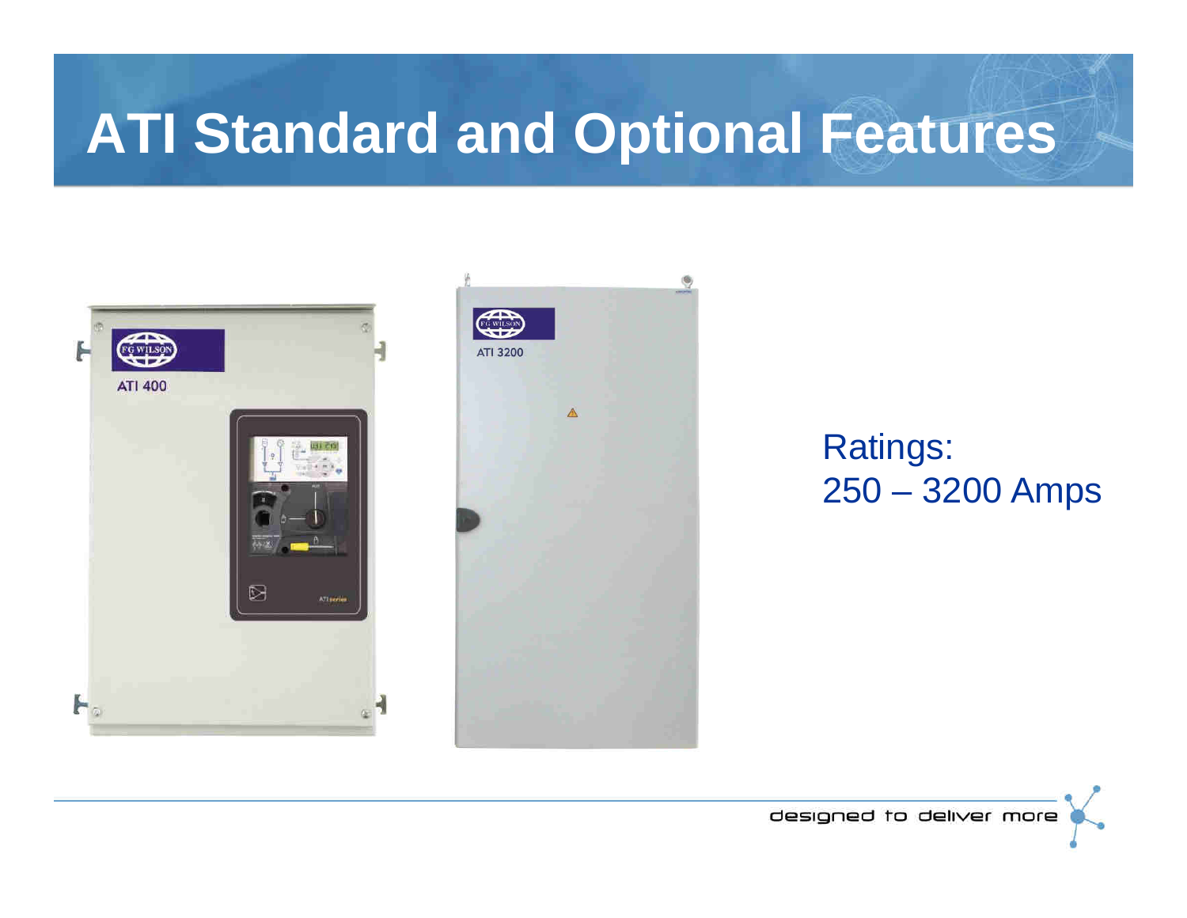# ATI Standard and Optional Features

Ratings:
250 – 3200 Amps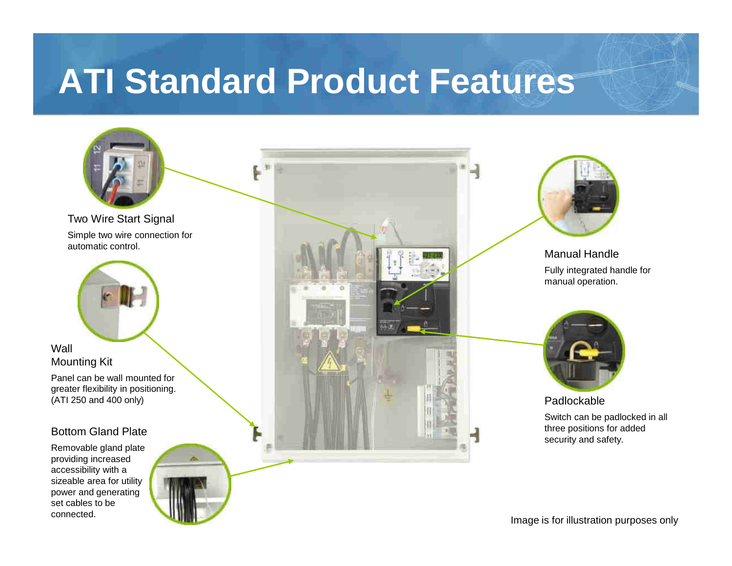# ATI Standard Product Features

### Two Wire Start Signal

Simple two wire connection for automatic control.

### Wall Mounting Kit

Panel can be wall mounted for greater flexibility in positioning. (ATI 250 and 400 only)

### Bottom Gland Plate

Removable gland plate providing increased accessibility with a sizeable area for utility power and generating set cables to be connected.

### Manual Handle

Fully integrated handle for manual operation.

### Padlockable

Switch can be padlocked in all three positions for added security and safety.

Image is for illustration purposes only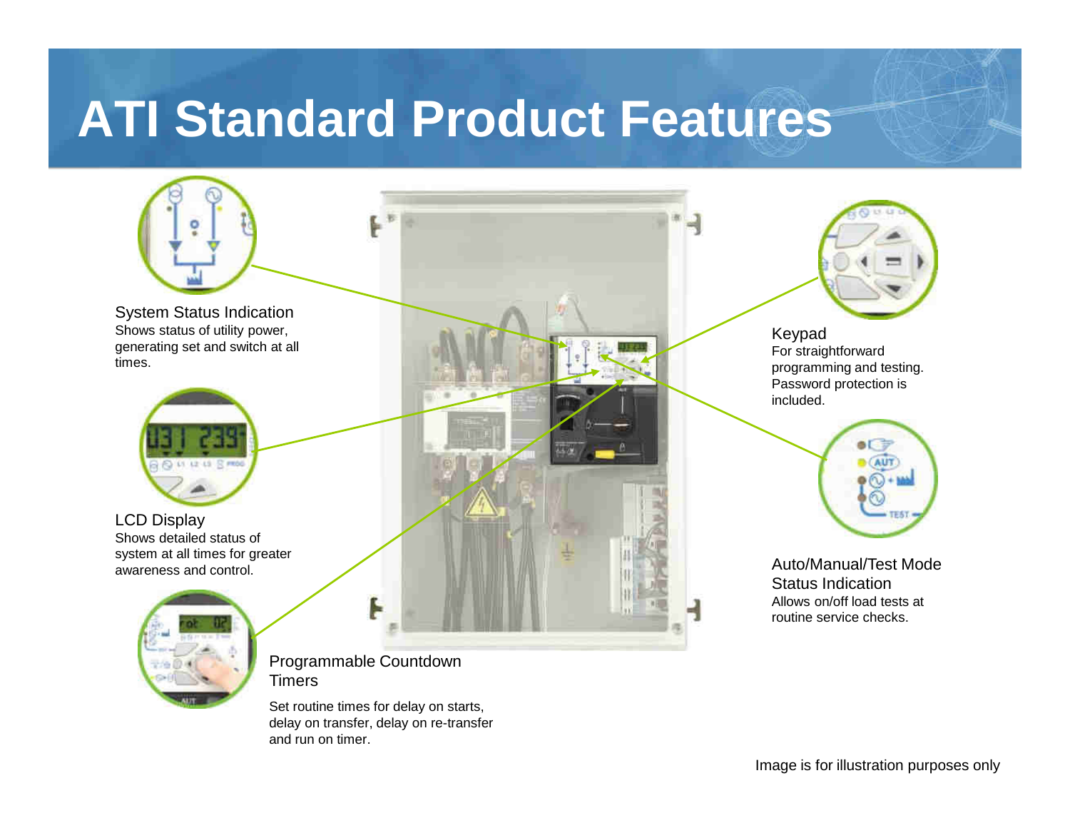# ATI Standard Product Features

**System Status Indication**
Shows status of utility power, generating set and switch at all times.

**LCD Display**
Shows detailed status of system at all times for greater awareness and control.

**Programmable Countdown Timers**
Set routine times for delay on starts, delay on transfer, delay on re-transfer and run on timer.

**Keypad**
For straightforward programming and testing. Password protection is included.

**Auto/Manual/Test Mode Status Indication**
Allows on/off load tests at routine service checks.

Image is for illustration purposes only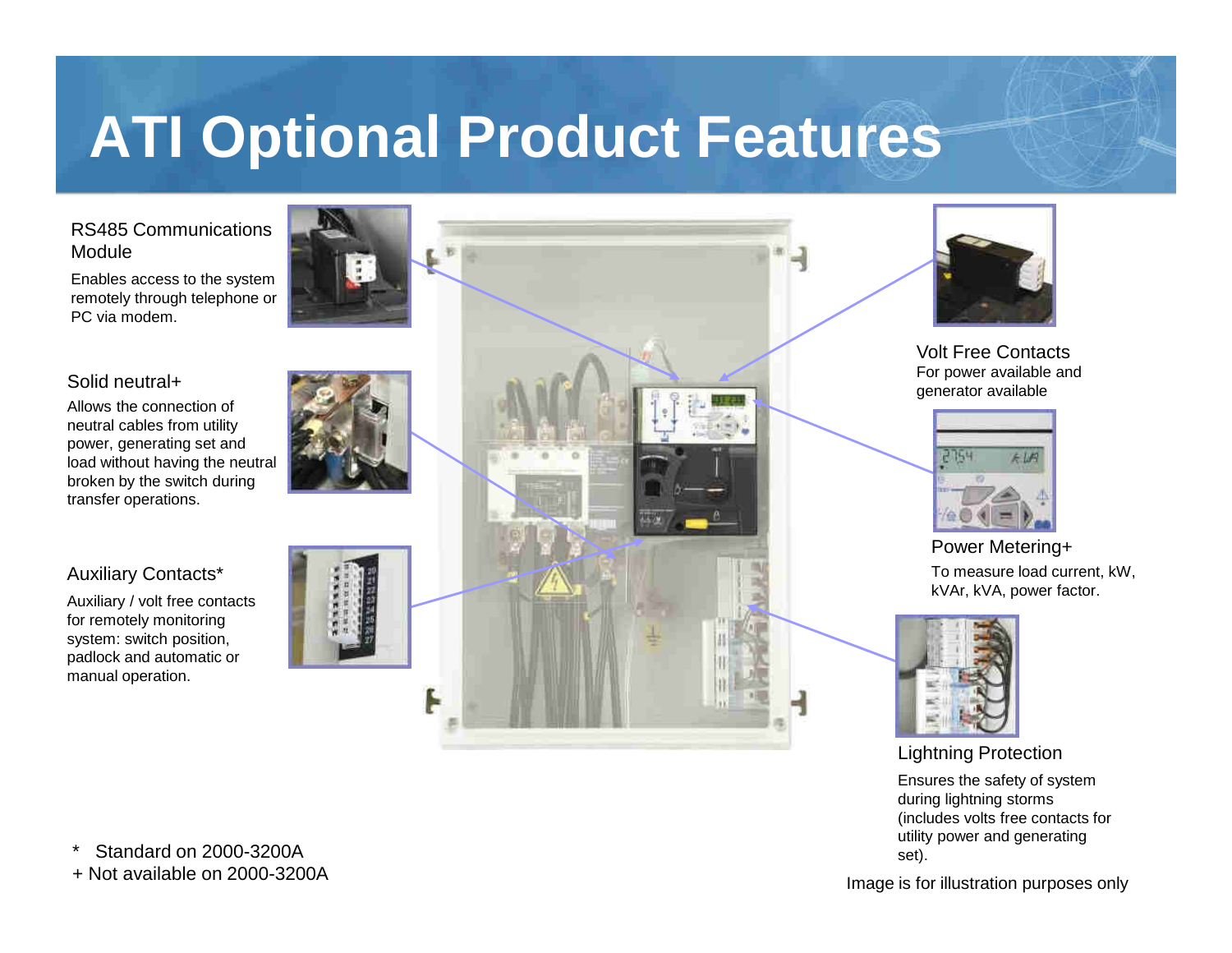# ATI Optional Product Features

### RS485 Communications Module

Enables access to the system remotely through telephone or PC via modem.

### Solid neutral+

Allows the connection of neutral cables from utility power, generating set and load without having the neutral broken by the switch during transfer operations.

### Auxiliary Contacts*

Auxiliary / volt free contacts for remotely monitoring system: switch position, padlock and automatic or manual operation.

### Volt Free Contacts

For power available and generator available

### Power Metering+

To measure load current, kW, kVAr, kVA, power factor.

### Lightning Protection

Ensures the safety of system during lightning storms (includes volts free contacts for utility power and generating set).

\* Standard on 2000-3200A

\+ Not available on 2000-3200A

Image is for illustration purposes only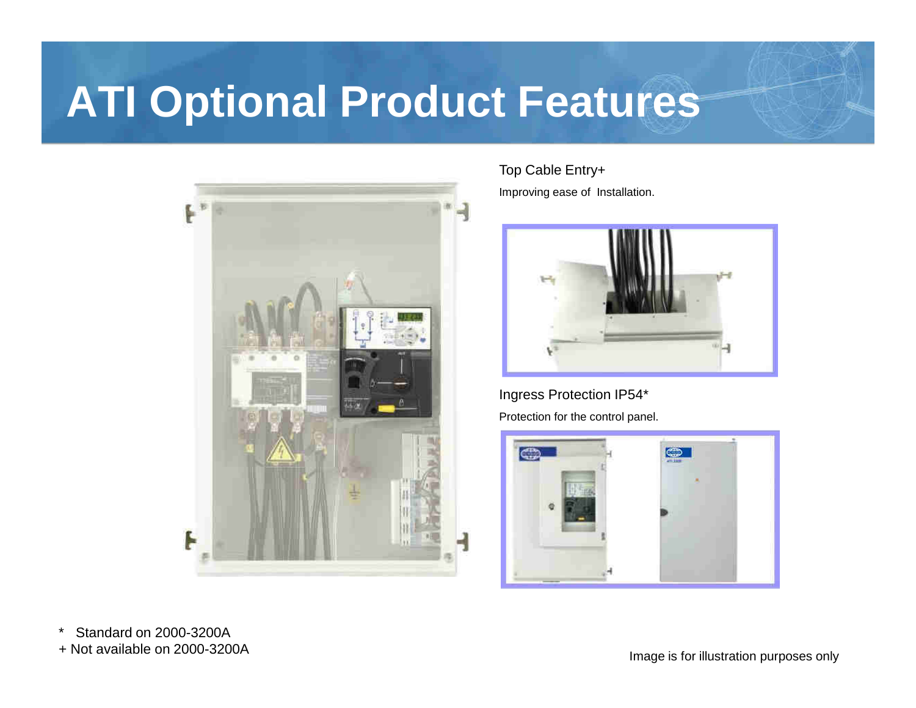# ATI Optional Product Features

Top Cable Entry+

Improving ease of Installation.

Ingress Protection IP54*

Protection for the control panel.

\* Standard on 2000-3200A

+ Not available on 2000-3200A

Image is for illustration purposes only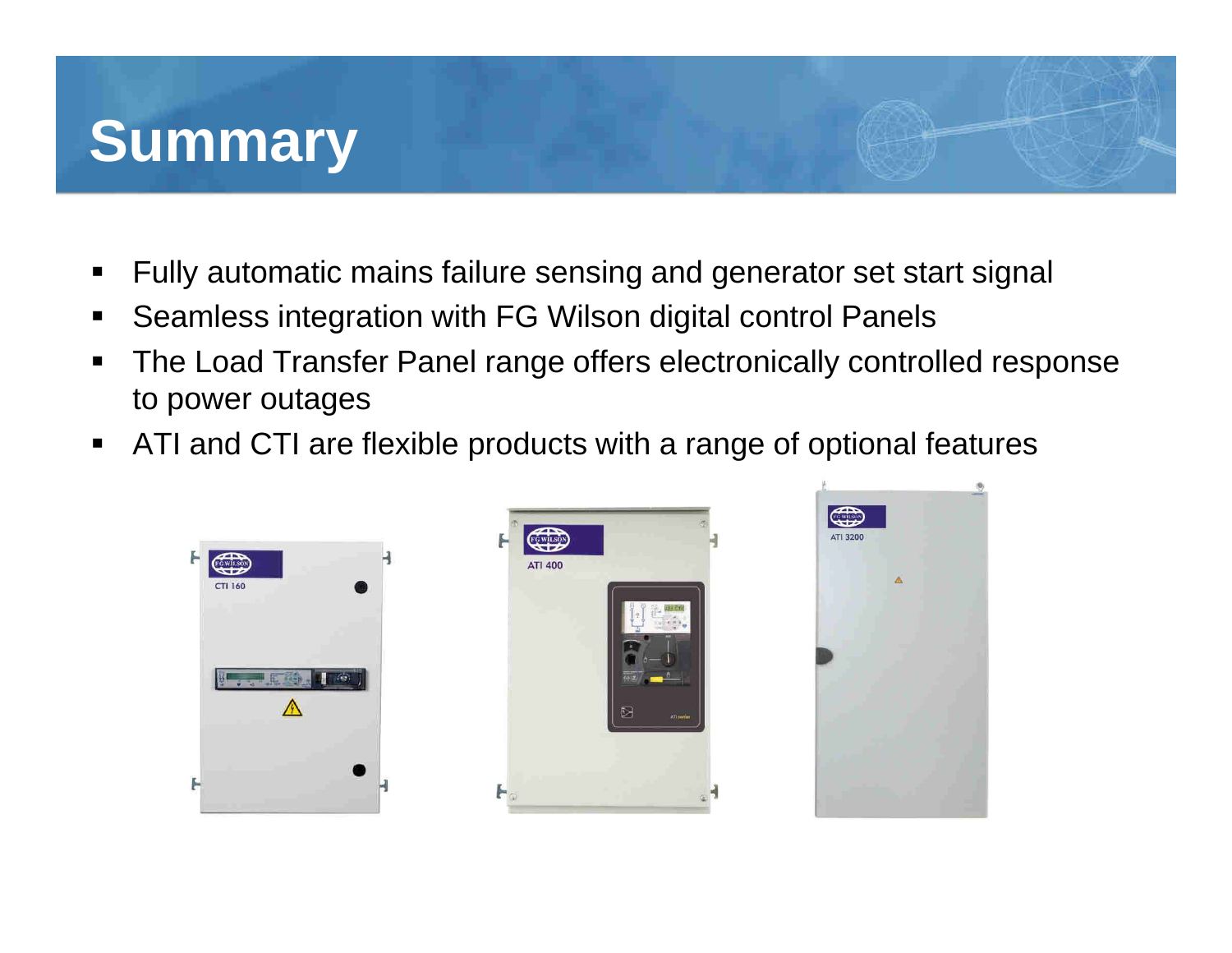# Summary

- Fully automatic mains failure sensing and generator set start signal
- Seamless integration with FG Wilson digital control Panels
- The Load Transfer Panel range offers electronically controlled response to power outages
- ATI and CTI are flexible products with a range of optional features